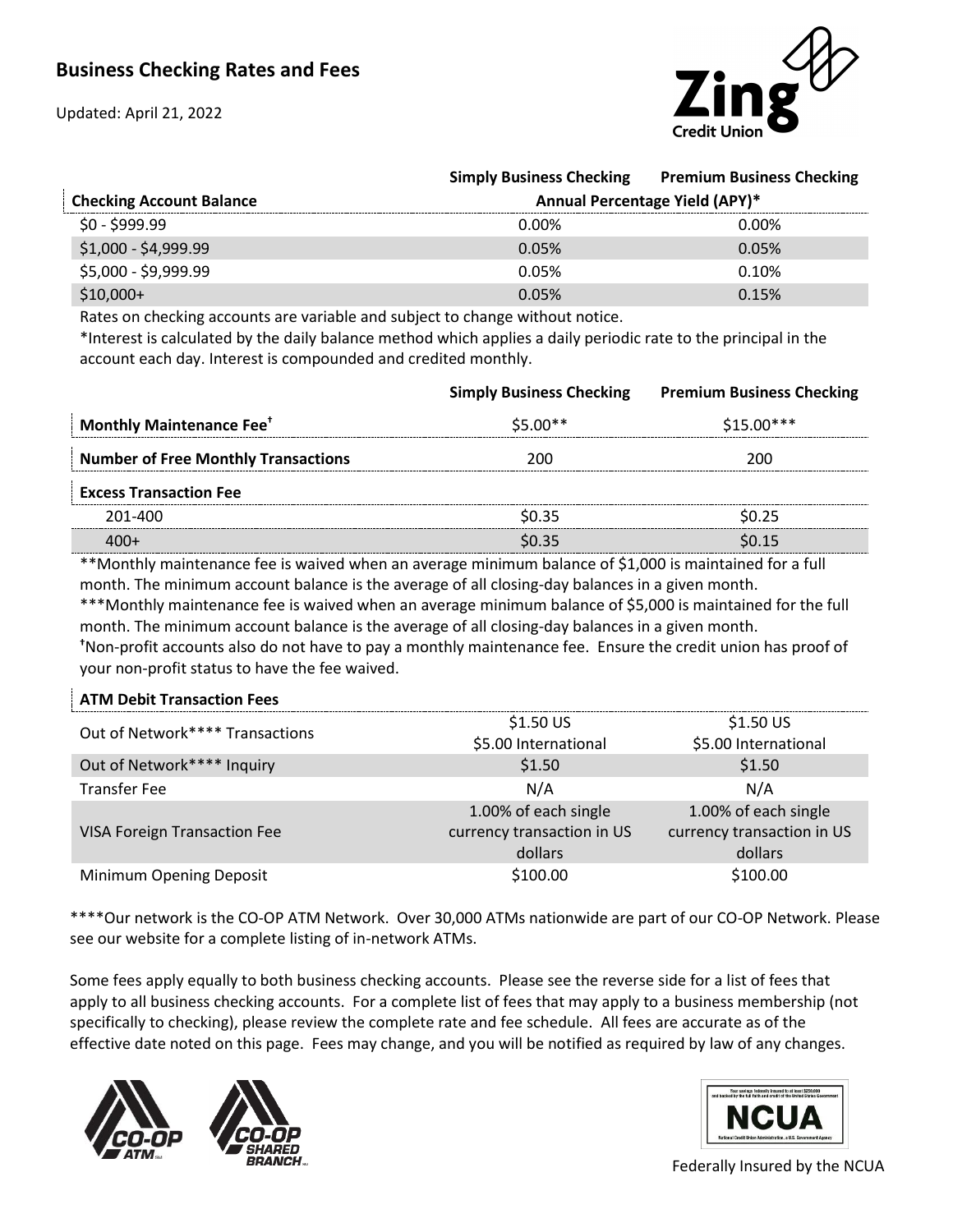# Business Checking Rates and Fees

Updated: April 21, 2022

| Checking Account Balance | Simply Business Checking Annual Percentage Yield (APY)* | Premium Business Checking Annual Percentage Yield (APY)* |
|---|---|---|
| $0 - $999.99 | 0.00% | 0.00% |
| $1,000 - $4,999.99 | 0.05% | 0.05% |
| $5,000 - $9,999.99 | 0.05% | 0.10% |
| $10,000+ | 0.05% | 0.15% |

Rates on checking accounts are variable and subject to change without notice.

*Interest is calculated by the daily balance method which applies a daily periodic rate to the principal in the account each day. Interest is compounded and credited monthly.

| | Simply Business Checking | Premium Business Checking |
|---|---|---|
| **Monthly Maintenance Fee†** | $5.00** | $15.00*** |
| **Number of Free Monthly Transactions** | 200 | 200 |
| **Excess Transaction Fee** | | |
| 201-400 | $0.35 | $0.25 |
| 400+ | $0.35 | $0.15 |

**Monthly maintenance fee is waived when an average minimum balance of $1,000 is maintained for a full month. The minimum account balance is the average of all closing-day balances in a given month.

***Monthly maintenance fee is waived when an average minimum balance of $5,000 is maintained for the full month. The minimum account balance is the average of all closing-day balances in a given month.

†Non-profit accounts also do not have to pay a monthly maintenance fee. Ensure the credit union has proof of your non-profit status to have the fee waived.

| **ATM Debit Transaction Fees** | Simply Business Checking | Premium Business Checking |
|---|---|---|
| Out of Network**** Transactions | $1.50 US<br>$5.00 International | $1.50 US<br>$5.00 International |
| Out of Network**** Inquiry | $1.50 | $1.50 |
| Transfer Fee | N/A | N/A |
| VISA Foreign Transaction Fee | 1.00% of each single currency transaction in US dollars | 1.00% of each single currency transaction in US dollars |
| Minimum Opening Deposit | $100.00 | $100.00 |

****Our network is the CO-OP ATM Network. Over 30,000 ATMs nationwide are part of our CO-OP Network. Please see our website for a complete listing of in-network ATMs.

Some fees apply equally to both business checking accounts. Please see the reverse side for a list of fees that apply to all business checking accounts. For a complete list of fees that may apply to a business membership (not specifically to checking), please review the complete rate and fee schedule. All fees are accurate as of the effective date noted on this page. Fees may change, and you will be notified as required by law of any changes.

Federally Insured by the NCUA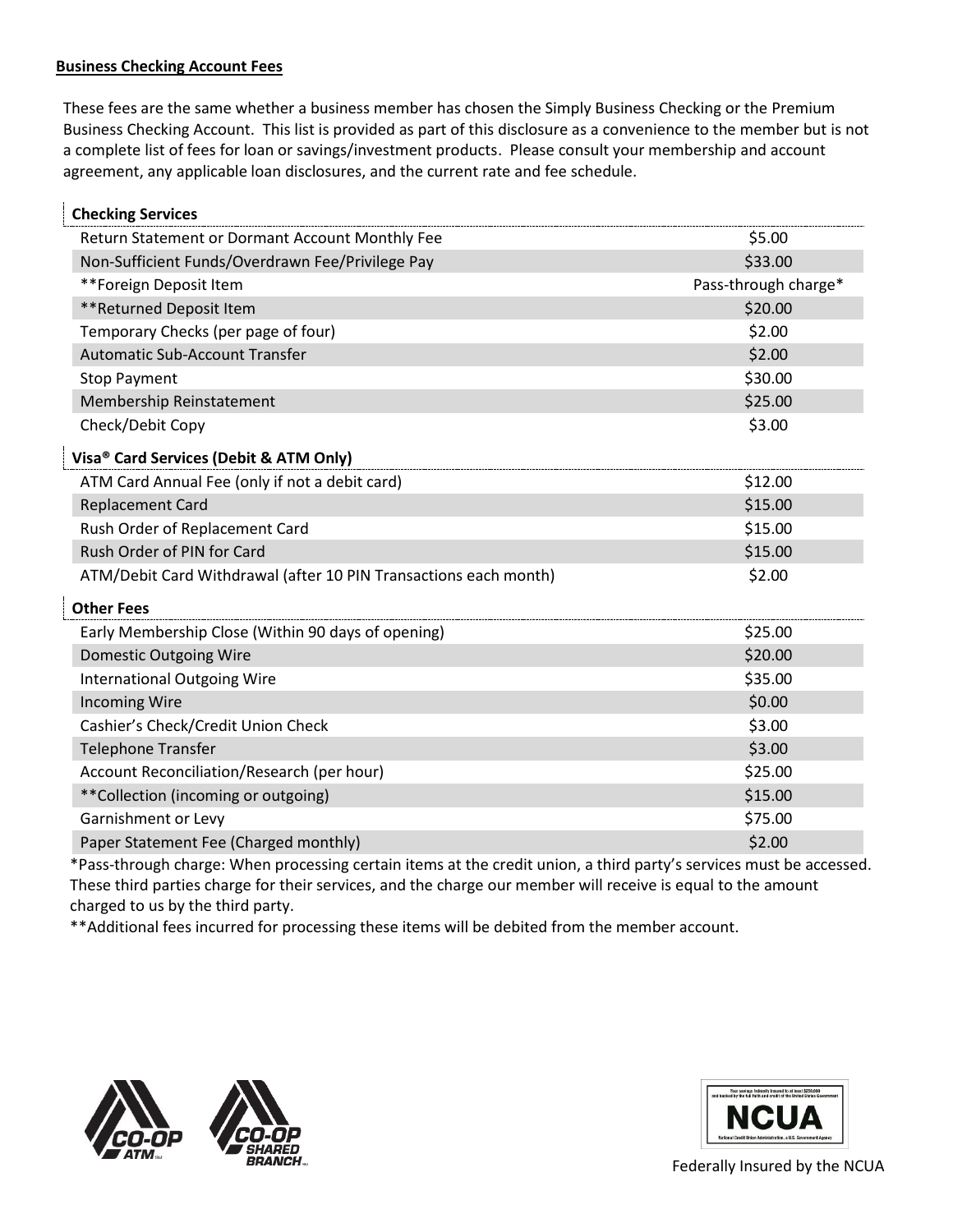**Business Checking Account Fees**

These fees are the same whether a business member has chosen the Simply Business Checking or the Premium Business Checking Account. This list is provided as part of this disclosure as a convenience to the member but is not a complete list of fees for loan or savings/investment products. Please consult your membership and account agreement, any applicable loan disclosures, and the current rate and fee schedule.

| | |
|---|---|
| **Checking Services** | |
| Return Statement or Dormant Account Monthly Fee | $5.00 |
| Non-Sufficient Funds/Overdrawn Fee/Privilege Pay | $33.00 |
| **Foreign Deposit Item | Pass-through charge* |
| **Returned Deposit Item | $20.00 |
| Temporary Checks (per page of four) | $2.00 |
| Automatic Sub-Account Transfer | $2.00 |
| Stop Payment | $30.00 |
| Membership Reinstatement | $25.00 |
| Check/Debit Copy | $3.00 |
| **Visa® Card Services (Debit & ATM Only)** | |
| ATM Card Annual Fee (only if not a debit card) | $12.00 |
| Replacement Card | $15.00 |
| Rush Order of Replacement Card | $15.00 |
| Rush Order of PIN for Card | $15.00 |
| ATM/Debit Card Withdrawal (after 10 PIN Transactions each month) | $2.00 |
| **Other Fees** | |
| Early Membership Close (Within 90 days of opening) | $25.00 |
| Domestic Outgoing Wire | $20.00 |
| International Outgoing Wire | $35.00 |
| Incoming Wire | $0.00 |
| Cashier's Check/Credit Union Check | $3.00 |
| Telephone Transfer | $3.00 |
| Account Reconciliation/Research (per hour) | $25.00 |
| **Collection (incoming or outgoing) | $15.00 |
| Garnishment or Levy | $75.00 |
| Paper Statement Fee (Charged monthly) | $2.00 |

*Pass-through charge: When processing certain items at the credit union, a third party's services must be accessed. These third parties charge for their services, and the charge our member will receive is equal to the amount charged to us by the third party.

**Additional fees incurred for processing these items will be debited from the member account.

CO-OP ATM

CO-OP SHARED BRANCH

Your savings federally insured to at least $250,000 and backed by the full faith and credit of the United States Government

NCUA

National Credit Union Administration, a U.S. Government Agency

Federally Insured by the NCUA